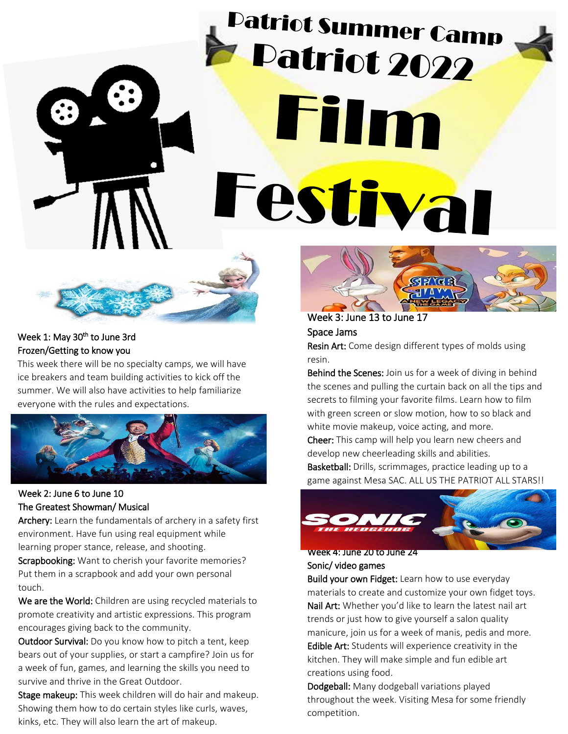# Patriot Summer Camp

# Patriot 2022

# Film Festival

## Week 1: May 30th to June 3rd

### Frozen/Getting to know you

This week there will be no specialty camps, we will have ice breakers and team building activities to kick off the summer. We will also have activities to help familiarize everyone with the rules and expectations.

## Week 2: June 6 to June 10

### The Greatest Showman/ Musical

**Archery:** Learn the fundamentals of archery in a safety first environment. Have fun using real equipment while learning proper stance, release, and shooting.

**Scrapbooking:** Want to cherish your favorite memories? Put them in a scrapbook and add your own personal touch.

**We are the World:** Children are using recycled materials to promote creativity and artistic expressions. This program encourages giving back to the community.

**Outdoor Survival:** Do you know how to pitch a tent, keep bears out of your supplies, or start a campfire? Join us for a week of fun, games, and learning the skills you need to survive and thrive in the Great Outdoor.

**Stage makeup:** This week children will do hair and makeup. Showing them how to do certain styles like curls, waves, kinks, etc. They will also learn the art of makeup.

## Week 3: June 13 to June 17

### Space Jams

**Resin Art:** Come design different types of molds using resin.

**Behind the Scenes:** Join us for a week of diving in behind the scenes and pulling the curtain back on all the tips and secrets to filming your favorite films. Learn how to film with green screen or slow motion, how to so black and white movie makeup, voice acting, and more.

**Cheer:** This camp will help you learn new cheers and develop new cheerleading skills and abilities.

**Basketball:** Drills, scrimmages, practice leading up to a game against Mesa SAC. ALL US THE PATRIOT ALL STARS!!

## Week 4: June 20 to June 24

### Sonic/ video games

**Build your own Fidget:** Learn how to use everyday materials to create and customize your own fidget toys.

**Nail Art:** Whether you'd like to learn the latest nail art trends or just how to give yourself a salon quality manicure, join us for a week of manis, pedis and more.

**Edible Art:** Students will experience creativity in the kitchen. They will make simple and fun edible art creations using food.

**Dodgeball:** Many dodgeball variations played throughout the week. Visiting Mesa for some friendly competition.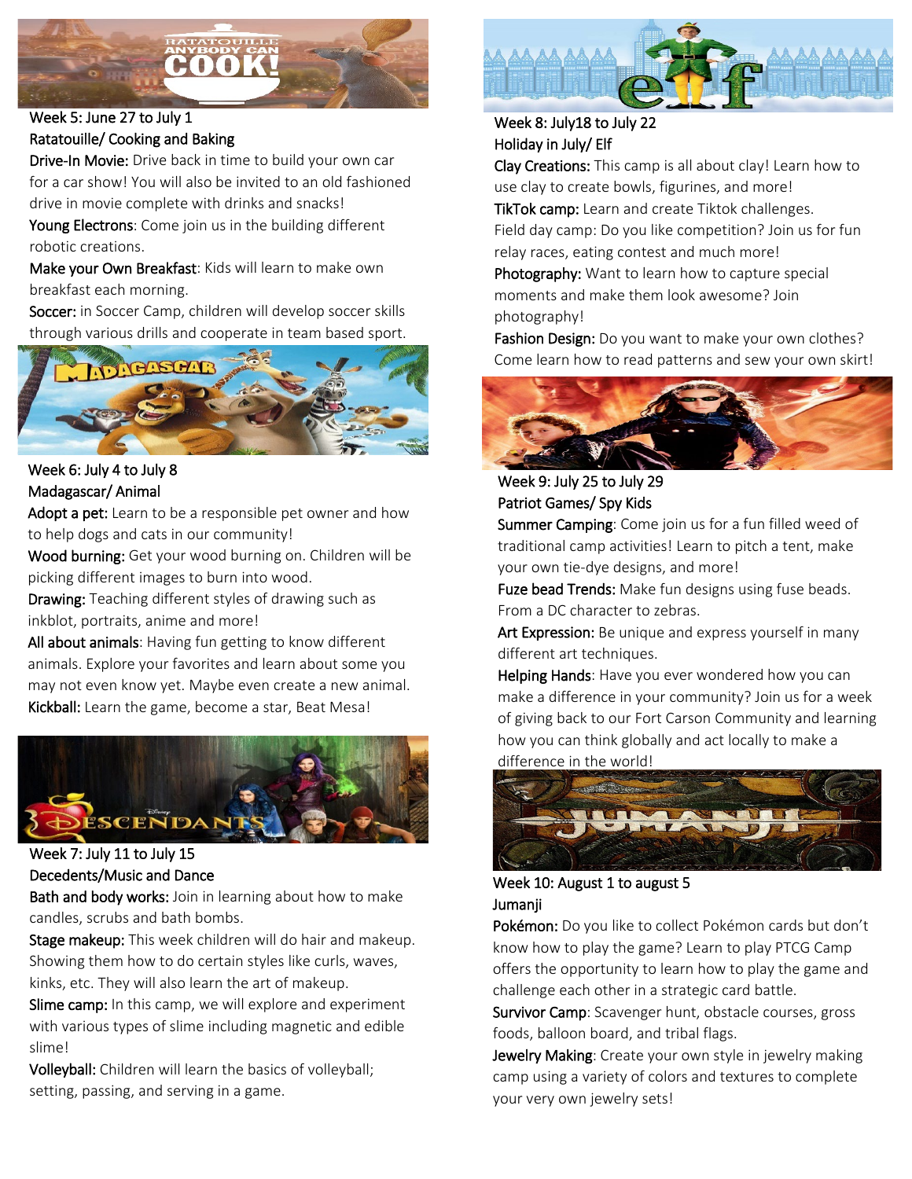## Week 5: June 27 to July 1
### Ratatouille/ Cooking and Baking

**Drive-In Movie:** Drive back in time to build your own car for a car show! You will also be invited to an old fashioned drive in movie complete with drinks and snacks!

**Young Electrons**: Come join us in the building different robotic creations.

**Make your Own Breakfast**: Kids will learn to make own breakfast each morning.

**Soccer:** in Soccer Camp, children will develop soccer skills through various drills and cooperate in team based sport.

## Week 6: July 4 to July 8
### Madagascar/ Animal

**Adopt a pet:** Learn to be a responsible pet owner and how to help dogs and cats in our community!

**Wood burning:** Get your wood burning on. Children will be picking different images to burn into wood.

**Drawing:** Teaching different styles of drawing such as inkblot, portraits, anime and more!

**All about animals**: Having fun getting to know different animals. Explore your favorites and learn about some you may not even know yet. Maybe even create a new animal.

**Kickball:** Learn the game, become a star, Beat Mesa!

## Week 7: July 11 to July 15
### Decedents/Music and Dance

**Bath and body works:** Join in learning about how to make candles, scrubs and bath bombs.

**Stage makeup:** This week children will do hair and makeup. Showing them how to do certain styles like curls, waves, kinks, etc. They will also learn the art of makeup.

**Slime camp:** In this camp, we will explore and experiment with various types of slime including magnetic and edible slime!

**Volleyball:** Children will learn the basics of volleyball; setting, passing, and serving in a game.

## Week 8: July18 to July 22
### Holiday in July/ Elf

**Clay Creations:** This camp is all about clay! Learn how to use clay to create bowls, figurines, and more!

**TikTok camp:** Learn and create Tiktok challenges.

Field day camp: Do you like competition? Join us for fun relay races, eating contest and much more!

**Photography:** Want to learn how to capture special moments and make them look awesome? Join photography!

**Fashion Design:** Do you want to make your own clothes? Come learn how to read patterns and sew your own skirt!

## Week 9: July 25 to July 29
### Patriot Games/ Spy Kids

**Summer Camping**: Come join us for a fun filled weed of traditional camp activities! Learn to pitch a tent, make your own tie-dye designs, and more!

**Fuze bead Trends:** Make fun designs using fuse beads. From a DC character to zebras.

**Art Expression:** Be unique and express yourself in many different art techniques.

**Helping Hands**: Have you ever wondered how you can make a difference in your community? Join us for a week of giving back to our Fort Carson Community and learning how you can think globally and act locally to make a difference in the world!

## Week 10: August 1 to august 5
### Jumanji

**Pokémon:** Do you like to collect Pokémon cards but don't know how to play the game? Learn to play PTCG Camp offers the opportunity to learn how to play the game and challenge each other in a strategic card battle.

**Survivor Camp**: Scavenger hunt, obstacle courses, gross foods, balloon board, and tribal flags.

**Jewelry Making**: Create your own style in jewelry making camp using a variety of colors and textures to complete your very own jewelry sets!